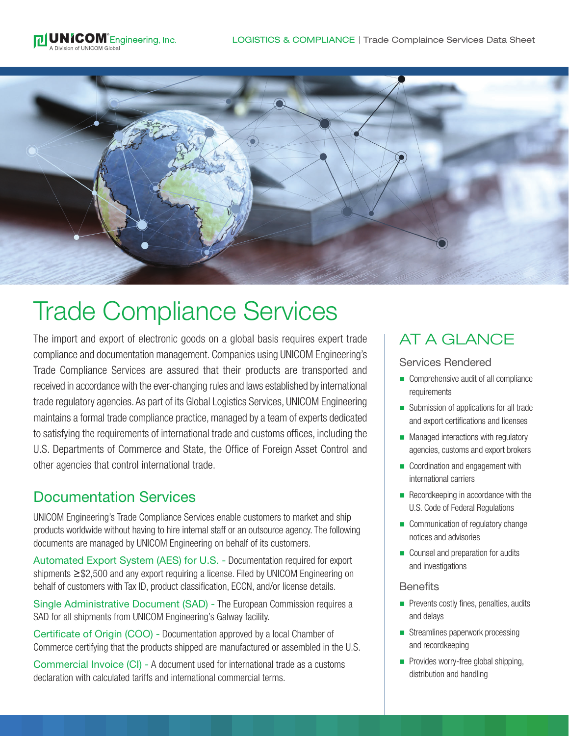# Trade Compliance Services

The import and export of electronic goods on a global basis requires expert trade compliance and documentation management. Companies using UNICOM Engineering's Trade Compliance Services are assured that their products are transported and received in accordance with the ever-changing rules and laws established by international trade regulatory agencies. As part of its Global Logistics Services, UNICOM Engineering maintains a formal trade compliance practice, managed by a team of experts dedicated to satisfying the requirements of international trade and customs offices, including the U.S. Departments of Commerce and State, the Office of Foreign Asset Control and other agencies that control international trade.

## Documentation Services

UNICOM Engineering's Trade Compliance Services enable customers to market and ship products worldwide without having to hire internal staff or an outsource agency. The following documents are managed by UNICOM Engineering on behalf of its customers.

Automated Export System (AES) for U.S. - Documentation required for export shipments ≥$2,500 and any export requiring a license. Filed by UNICOM Engineering on behalf of customers with Tax ID, product classification, ECCN, and/or license details.

Single Administrative Document (SAD) - The European Commission requires a SAD for all shipments from UNICOM Engineering's Galway facility.

Certificate of Origin (COO) - Documentation approved by a local Chamber of Commerce certifying that the products shipped are manufactured or assembled in the U.S.

Commercial Invoice (CI) - A document used for international trade as a customs declaration with calculated tariffs and international commercial terms.

## AT A GLANCE

### Services Rendered

- Comprehensive audit of all compliance requirements
- Submission of applications for all trade and export certifications and licenses
- Managed interactions with regulatory agencies, customs and export brokers
- Coordination and engagement with international carriers
- Recordkeeping in accordance with the U.S. Code of Federal Regulations
- Communication of regulatory change notices and advisories
- Counsel and preparation for audits and investigations

### Benefits

- Prevents costly fines, penalties, audits and delays
- Streamlines paperwork processing and recordkeeping
- Provides worry-free global shipping, distribution and handling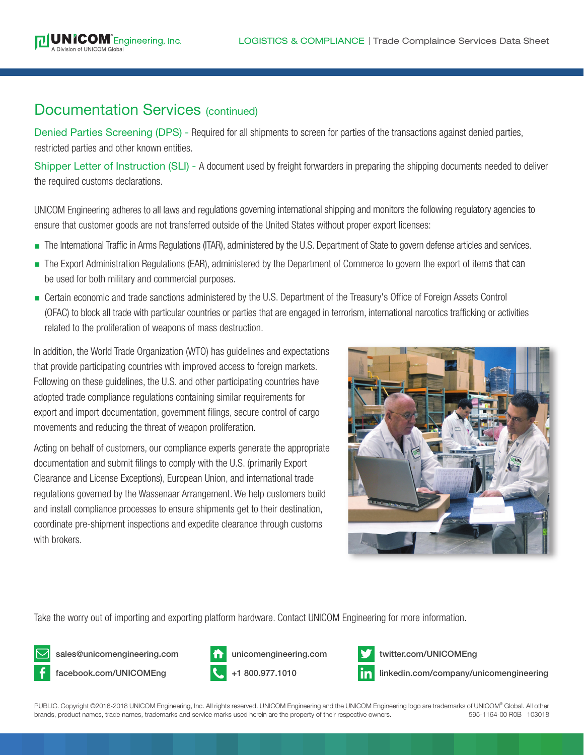## Documentation Services (continued)

Denied Parties Screening (DPS) - Required for all shipments to screen for parties of the transactions against denied parties, restricted parties and other known entities.

Shipper Letter of Instruction (SLI) - A document used by freight forwarders in preparing the shipping documents needed to deliver the required customs declarations.

UNICOM Engineering adheres to all laws and regulations governing international shipping and monitors the following regulatory agencies to ensure that customer goods are not transferred outside of the United States without proper export licenses:

- The International Traffic in Arms Regulations (ITAR), administered by the U.S. Department of State to govern defense articles and services.
- The Export Administration Regulations (EAR), administered by the Department of Commerce to govern the export of items that can be used for both military and commercial purposes.
- Certain economic and trade sanctions administered by the U.S. Department of the Treasury's Office of Foreign Assets Control (OFAC) to block all trade with particular countries or parties that are engaged in terrorism, international narcotics trafficking or activities related to the proliferation of weapons of mass destruction.

In addition, the World Trade Organization (WTO) has guidelines and expectations that provide participating countries with improved access to foreign markets. Following on these guidelines, the U.S. and other participating countries have adopted trade compliance regulations containing similar requirements for export and import documentation, government filings, secure control of cargo movements and reducing the threat of weapon proliferation.

Acting on behalf of customers, our compliance experts generate the appropriate documentation and submit filings to comply with the U.S. (primarily Export Clearance and License Exceptions), European Union, and international trade regulations governed by the Wassenaar Arrangement. We help customers build and install compliance processes to ensure shipments get to their destination, coordinate pre-shipment inspections and expedite clearance through customs with brokers.

Take the worry out of importing and exporting platform hardware. Contact UNICOM Engineering for more information.

sales@unicomengineering.com
facebook.com/UNICOMEng
unicomengineering.com
+1 800.977.1010
twitter.com/UNICOMEng
linkedin.com/company/unicomengineering

PUBLIC. Copyright ©2016-2018 UNICOM Engineering, Inc. All rights reserved. UNICOM Engineering and the UNICOM Engineering logo are trademarks of UNICOM® Global. All other brands, product names, trade names, trademarks and service marks used herein are the property of their respective owners. 595-1164-00 R0B 103018